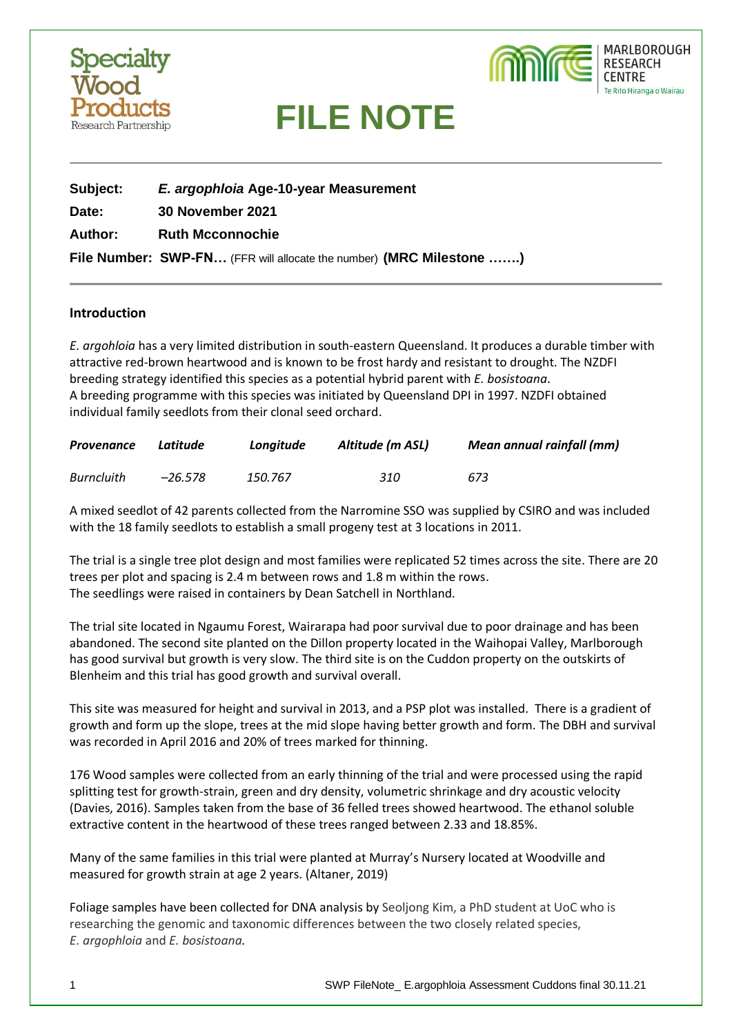# FILE NOTE

**Subject:** ***E. argophloia*** **Age-10-year Measurement**

**Date:** **30 November 2021**

**Author:** **Ruth Mcconnochie**

**File Number: SWP-FN…** (FFR will allocate the number) **(MRC Milestone …….)**

## Introduction

*E. argohloia* has a very limited distribution in south-eastern Queensland. It produces a durable timber with attractive red-brown heartwood and is known to be frost hardy and resistant to drought. The NZDFI breeding strategy identified this species as a potential hybrid parent with *E. bosistoana*.
A breeding programme with this species was initiated by Queensland DPI in 1997. NZDFI obtained individual family seedlots from their clonal seed orchard.

| *Provenance* | *Latitude* | *Longitude* | *Altitude (m ASL)* | *Mean annual rainfall (mm)* |
|---|---|---|---|---|
| *Burncluith* | *−26.578* | *150.767* | *310* | *673* |

A mixed seedlot of 42 parents collected from the Narromine SSO was supplied by CSIRO and was included with the 18 family seedlots to establish a small progeny test at 3 locations in 2011.

The trial is a single tree plot design and most families were replicated 52 times across the site. There are 20 trees per plot and spacing is 2.4 m between rows and 1.8 m within the rows.
The seedlings were raised in containers by Dean Satchell in Northland.

The trial site located in Ngaumu Forest, Wairarapa had poor survival due to poor drainage and has been abandoned. The second site planted on the Dillon property located in the Waihopai Valley, Marlborough has good survival but growth is very slow. The third site is on the Cuddon property on the outskirts of Blenheim and this trial has good growth and survival overall.

This site was measured for height and survival in 2013, and a PSP plot was installed. There is a gradient of growth and form up the slope, trees at the mid slope having better growth and form. The DBH and survival was recorded in April 2016 and 20% of trees marked for thinning.

176 Wood samples were collected from an early thinning of the trial and were processed using the rapid splitting test for growth-strain, green and dry density, volumetric shrinkage and dry acoustic velocity (Davies, 2016). Samples taken from the base of 36 felled trees showed heartwood. The ethanol soluble extractive content in the heartwood of these trees ranged between 2.33 and 18.85%.

Many of the same families in this trial were planted at Murray's Nursery located at Woodville and measured for growth strain at age 2 years. (Altaner, 2019)

Foliage samples have been collected for DNA analysis by Seoljong Kim, a PhD student at UoC who is researching the genomic and taxonomic differences between the two closely related species, *E. argophloia* and *E. bosistoana.*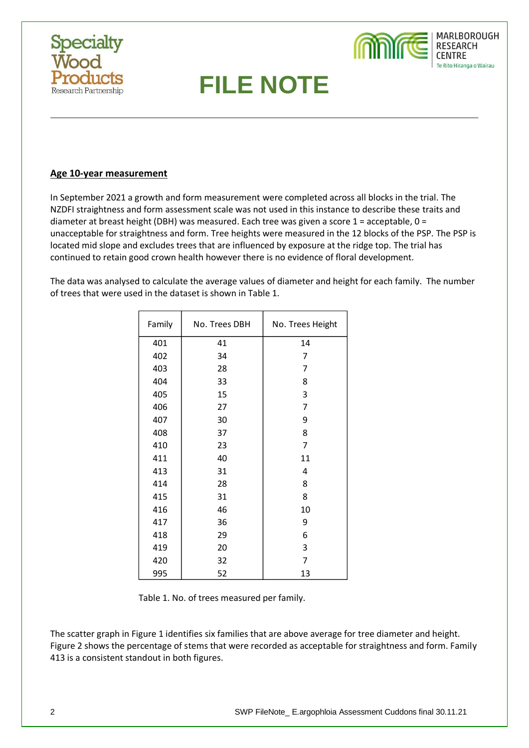## Age 10-year measurement

In September 2021 a growth and form measurement were completed across all blocks in the trial. The NZDFI straightness and form assessment scale was not used in this instance to describe these traits and diameter at breast height (DBH) was measured. Each tree was given a score 1 = acceptable, 0 = unacceptable for straightness and form. Tree heights were measured in the 12 blocks of the PSP. The PSP is located mid slope and excludes trees that are influenced by exposure at the ridge top. The trial has continued to retain good crown health however there is no evidence of floral development.

The data was analysed to calculate the average values of diameter and height for each family. The number of trees that were used in the dataset is shown in Table 1.

| Family | No. Trees DBH | No. Trees Height |
|---|---|---|
| 401 | 41 | 14 |
| 402 | 34 | 7 |
| 403 | 28 | 7 |
| 404 | 33 | 8 |
| 405 | 15 | 3 |
| 406 | 27 | 7 |
| 407 | 30 | 9 |
| 408 | 37 | 8 |
| 410 | 23 | 7 |
| 411 | 40 | 11 |
| 413 | 31 | 4 |
| 414 | 28 | 8 |
| 415 | 31 | 8 |
| 416 | 46 | 10 |
| 417 | 36 | 9 |
| 418 | 29 | 6 |
| 419 | 20 | 3 |
| 420 | 32 | 7 |
| 995 | 52 | 13 |

Table 1. No. of trees measured per family.

The scatter graph in Figure 1 identifies six families that are above average for tree diameter and height. Figure 2 shows the percentage of stems that were recorded as acceptable for straightness and form. Family 413 is a consistent standout in both figures.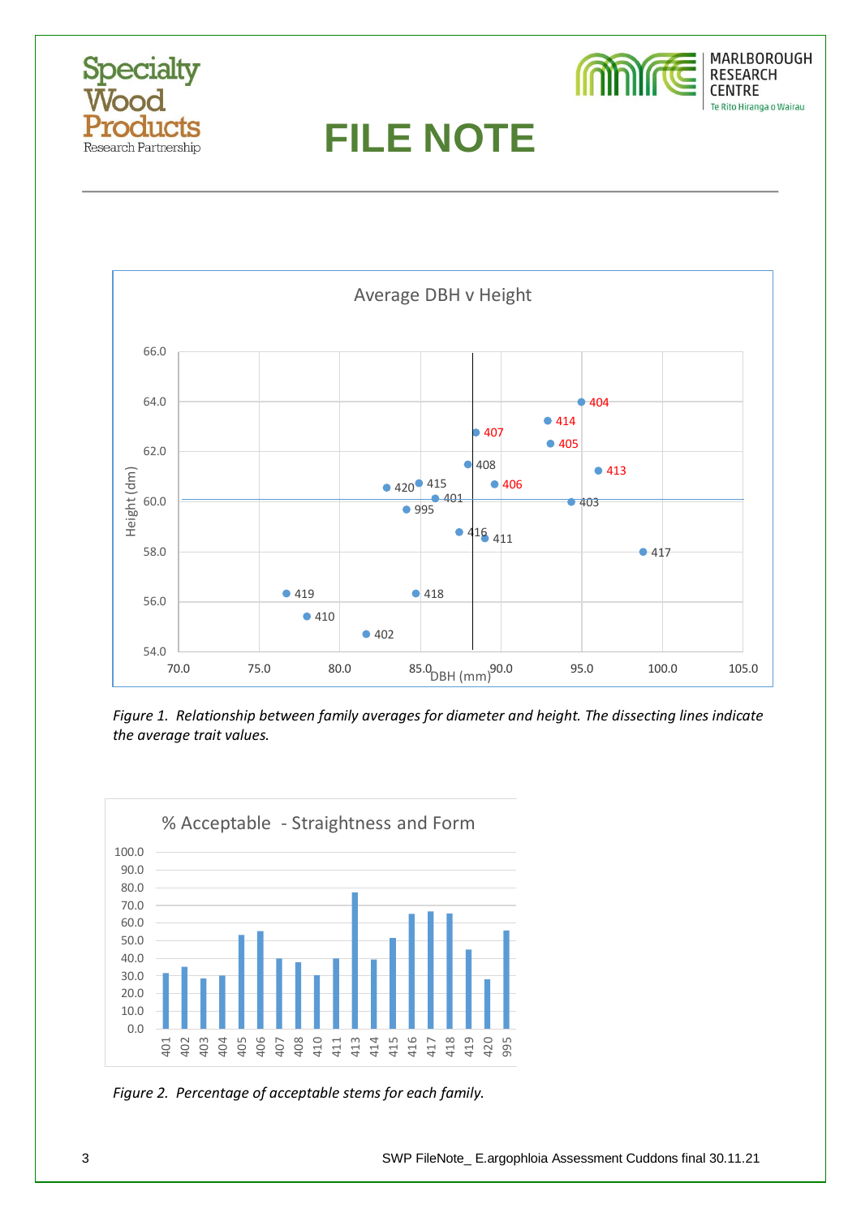# FILE NOTE

Figure 1. *Relationship between family averages for diameter and height. The dissecting lines indicate the average trait values.*

Figure 2. *Percentage of acceptable stems for each family.*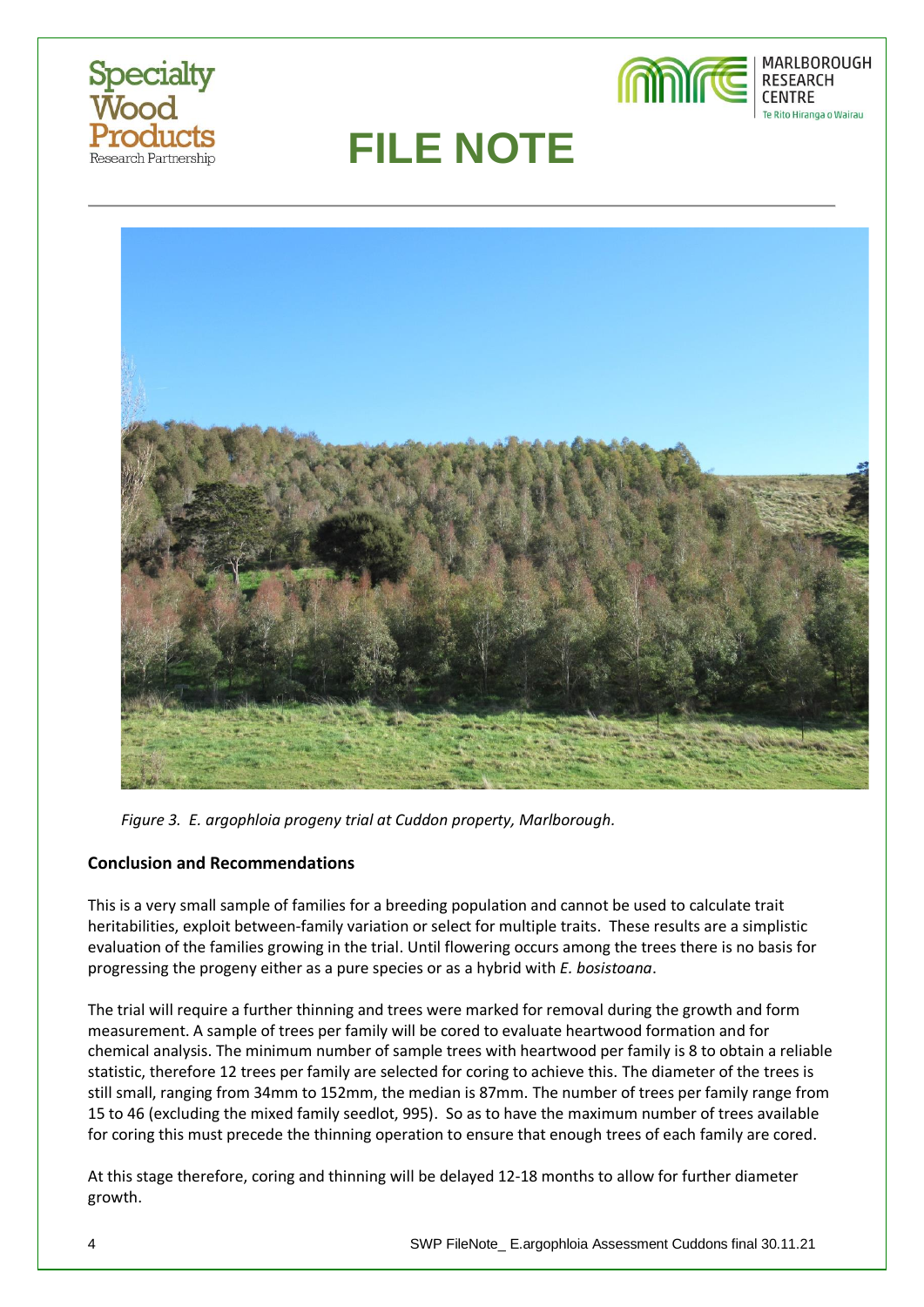*Figure 3. E. argophloia progeny trial at Cuddon property, Marlborough.*

**Conclusion and Recommendations**

This is a very small sample of families for a breeding population and cannot be used to calculate trait heritabilities, exploit between-family variation or select for multiple traits. These results are a simplistic evaluation of the families growing in the trial. Until flowering occurs among the trees there is no basis for progressing the progeny either as a pure species or as a hybrid with *E. bosistoana*.

The trial will require a further thinning and trees were marked for removal during the growth and form measurement. A sample of trees per family will be cored to evaluate heartwood formation and for chemical analysis. The minimum number of sample trees with heartwood per family is 8 to obtain a reliable statistic, therefore 12 trees per family are selected for coring to achieve this. The diameter of the trees is still small, ranging from 34mm to 152mm, the median is 87mm. The number of trees per family range from 15 to 46 (excluding the mixed family seedlot, 995). So as to have the maximum number of trees available for coring this must precede the thinning operation to ensure that enough trees of each family are cored.

At this stage therefore, coring and thinning will be delayed 12-18 months to allow for further diameter growth.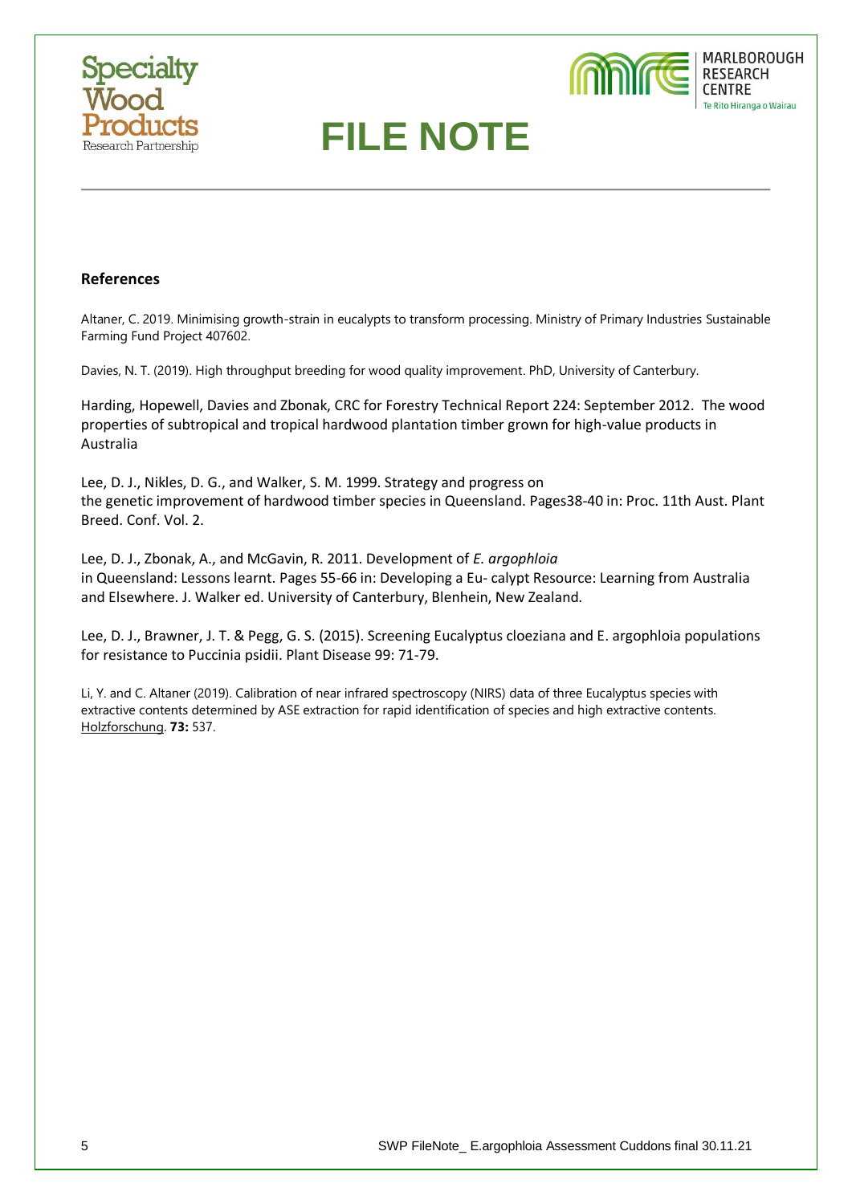## References

Altaner, C. 2019. Minimising growth-strain in eucalypts to transform processing. Ministry of Primary Industries Sustainable Farming Fund Project 407602.

Davies, N. T. (2019). High throughput breeding for wood quality improvement. PhD, University of Canterbury.

Harding, Hopewell, Davies and Zbonak, CRC for Forestry Technical Report 224: September 2012. The wood properties of subtropical and tropical hardwood plantation timber grown for high-value products in Australia

Lee, D. J., Nikles, D. G., and Walker, S. M. 1999. Strategy and progress on the genetic improvement of hardwood timber species in Queensland. Pages38-40 in: Proc. 11th Aust. Plant Breed. Conf. Vol. 2.

Lee, D. J., Zbonak, A., and McGavin, R. 2011. Development of *E. argophloia* in Queensland: Lessons learnt. Pages 55-66 in: Developing a Eu- calypt Resource: Learning from Australia and Elsewhere. J. Walker ed. University of Canterbury, Blenheim, New Zealand.

Lee, D. J., Brawner, J. T. & Pegg, G. S. (2015). Screening Eucalyptus cloeziana and E. argophloia populations for resistance to Puccinia psidii. Plant Disease 99: 71-79.

Li, Y. and C. Altaner (2019). Calibration of near infrared spectroscopy (NIRS) data of three Eucalyptus species with extractive contents determined by ASE extraction for rapid identification of species and high extractive contents. Holzforschung. **73:** 537.